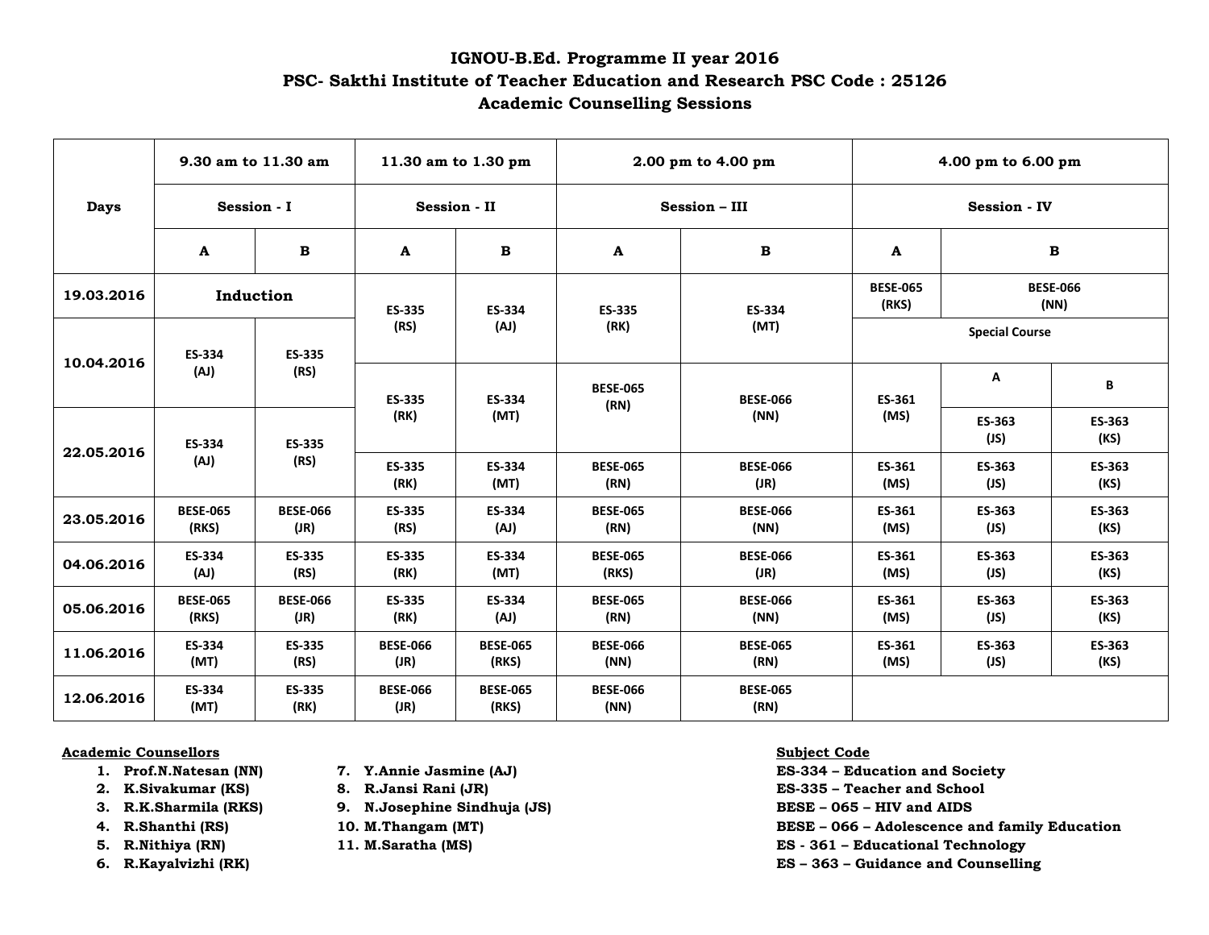# IGNOU-B.Ed. Programme II year 2016

## PSC- Sakthi Institute of Teacher Education and Research PSC Code : 25126

## Academic Counselling Sessions

| Days | 9.30 am to 11.30 am | | 11.30 am to 1.30 pm | | 2.00 pm to 4.00 pm | | 4.00 pm to 6.00 pm | | |
|---|---|---|---|---|---|---|---|---|---|
| | Session - I | | Session - II | | Session – III | | Session - IV | | |
| | A | B | A | B | A | B | A | B | |
| 19.03.2016 | Induction | | ES-335 (RS) | ES-334 (AJ) | ES-335 (RK) | ES-334 (MT) | BESE-065 (RKS) | BESE-066 (NN) | |
| | | | | | | | Special Course | | |
| 10.04.2016 | ES-334 (AJ) | ES-335 (RS) | ES-335 (RK) | ES-334 (MT) | BESE-065 (RN) | BESE-066 (NN) | ES-361 (MS) | A | B |
| | | | | | | | | ES-363 (JS) | ES-363 (KS) |
| 22.05.2016 | ES-334 (AJ) | ES-335 (RS) | ES-335 (RK) | ES-334 (MT) | BESE-065 (RN) | BESE-066 (JR) | ES-361 (MS) | ES-363 (JS) | ES-363 (KS) |
| 23.05.2016 | BESE-065 (RKS) | BESE-066 (JR) | ES-335 (RS) | ES-334 (AJ) | BESE-065 (RN) | BESE-066 (NN) | ES-361 (MS) | ES-363 (JS) | ES-363 (KS) |
| 04.06.2016 | ES-334 (AJ) | ES-335 (RS) | ES-335 (RK) | ES-334 (MT) | BESE-065 (RKS) | BESE-066 (JR) | ES-361 (MS) | ES-363 (JS) | ES-363 (KS) |
| 05.06.2016 | BESE-065 (RKS) | BESE-066 (JR) | ES-335 (RK) | ES-334 (AJ) | BESE-065 (RN) | BESE-066 (NN) | ES-361 (MS) | ES-363 (JS) | ES-363 (KS) |
| 11.06.2016 | ES-334 (MT) | ES-335 (RS) | BESE-066 (JR) | BESE-065 (RKS) | BESE-066 (NN) | BESE-065 (RN) | ES-361 (MS) | ES-363 (JS) | ES-363 (KS) |
| 12.06.2016 | ES-334 (MT) | ES-335 (RK) | BESE-066 (JR) | BESE-065 (RKS) | BESE-066 (NN) | BESE-065 (RN) | | | |

**Academic Counsellors**

1. Prof.N.Natesan (NN)
2. K.Sivakumar (KS)
3. R.K.Sharmila (RKS)
4. R.Shanthi (RS)
5. R.Nithiya (RN)
6. R.Kayalvizhi (RK)
7. Y.Annie Jasmine (AJ)
8. R.Jansi Rani (JR)
9. N.Josephine Sindhuja (JS)
10. M.Thangam (MT)
11. M.Saratha (MS)

**Subject Code**

- ES-334 – Education and Society
- ES-335 – Teacher and School
- BESE – 065 – HIV and AIDS
- BESE – 066 – Adolescence and family Education
- ES - 361 – Educational Technology
- ES – 363 – Guidance and Counselling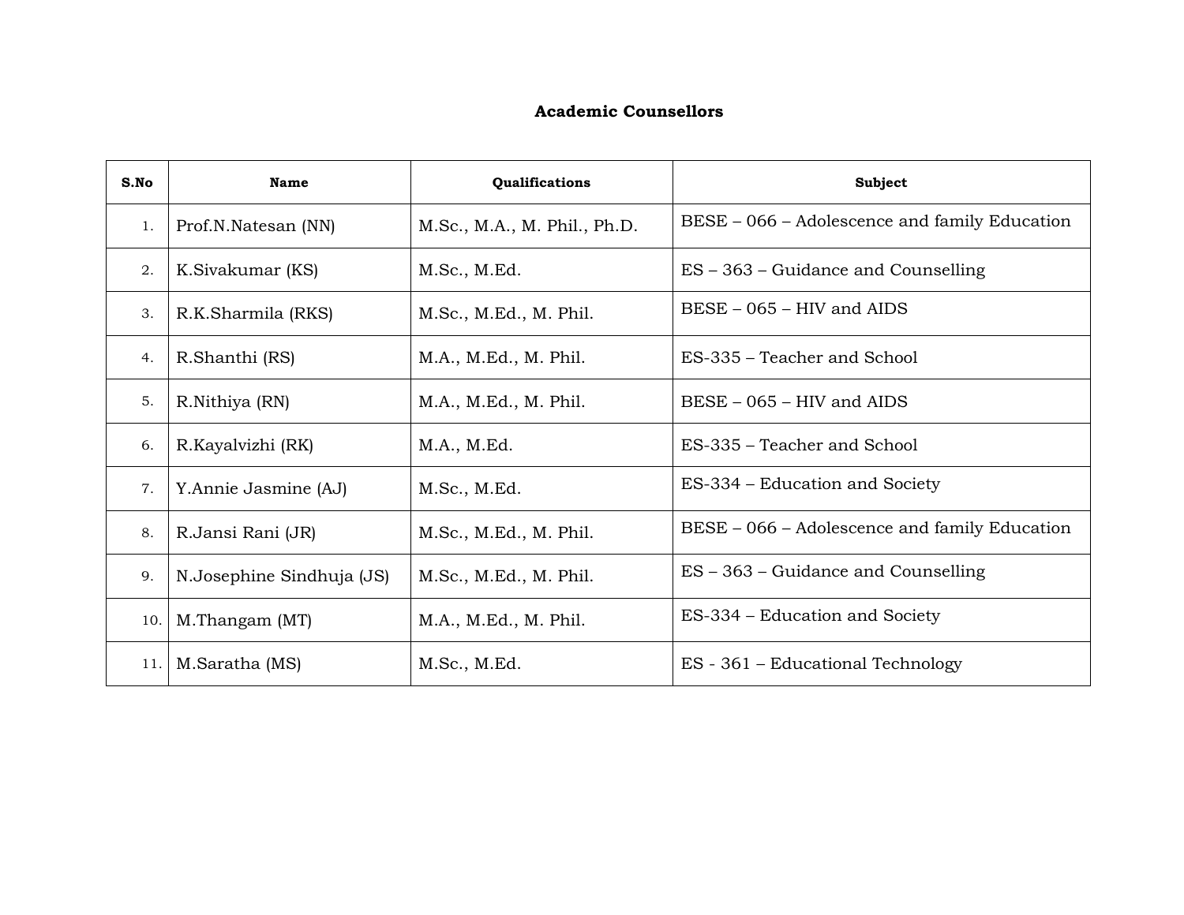# Academic Counsellors

| S.No | Name | Qualifications | Subject |
|---|---|---|---|
| 1. | Prof.N.Natesan (NN) | M.Sc., M.A., M. Phil., Ph.D. | BESE – 066 – Adolescence and family Education |
| 2. | K.Sivakumar (KS) | M.Sc., M.Ed. | ES – 363 – Guidance and Counselling |
| 3. | R.K.Sharmila (RKS) | M.Sc., M.Ed., M. Phil. | BESE – 065 – HIV and AIDS |
| 4. | R.Shanthi (RS) | M.A., M.Ed., M. Phil. | ES-335 – Teacher and School |
| 5. | R.Nithiya (RN) | M.A., M.Ed., M. Phil. | BESE – 065 – HIV and AIDS |
| 6. | R.Kayalvizhi (RK) | M.A., M.Ed. | ES-335 – Teacher and School |
| 7. | Y.Annie Jasmine (AJ) | M.Sc., M.Ed. | ES-334 – Education and Society |
| 8. | R.Jansi Rani (JR) | M.Sc., M.Ed., M. Phil. | BESE – 066 – Adolescence and family Education |
| 9. | N.Josephine Sindhuja (JS) | M.Sc., M.Ed., M. Phil. | ES – 363 – Guidance and Counselling |
| 10. | M.Thangam (MT) | M.A., M.Ed., M. Phil. | ES-334 – Education and Society |
| 11. | M.Saratha (MS) | M.Sc., M.Ed. | ES - 361 – Educational Technology |